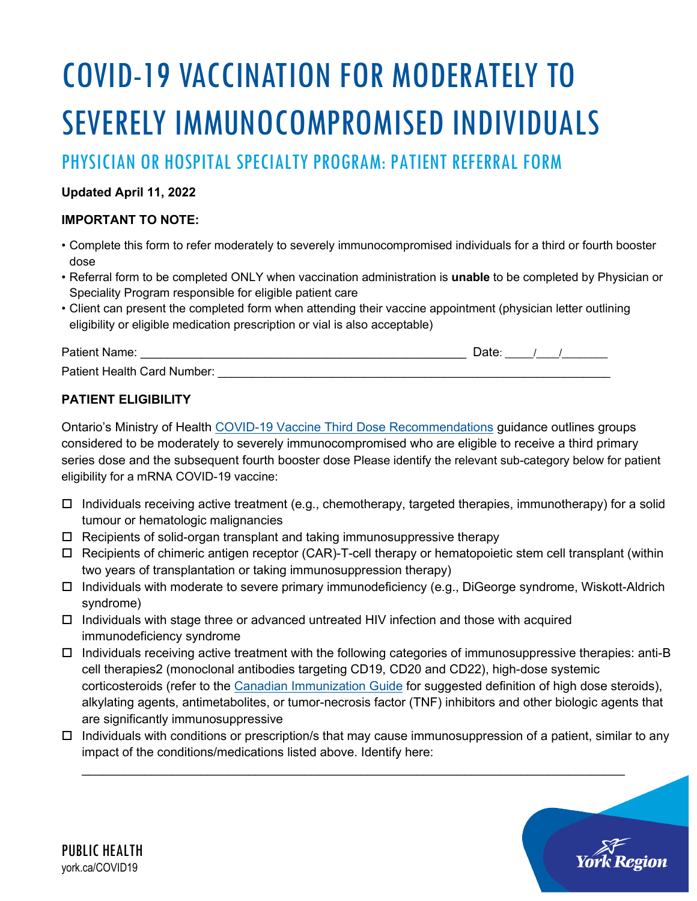# COVID-19 VACCINATION FOR MODERATELY TO SEVERELY IMMUNOCOMPROMISED INDIVIDUALS

## PHYSICIAN OR HOSPITAL SPECIALTY PROGRAM: PATIENT REFERRAL FORM

**Updated April 11, 2022**

**IMPORTANT TO NOTE:**

- Complete this form to refer moderately to severely immunocompromised individuals for a third or fourth booster dose
- Referral form to be completed ONLY when vaccination administration is **unable** to be completed by Physician or Speciality Program responsible for eligible patient care
- Client can present the completed form when attending their vaccine appointment (physician letter outlining eligibility or eligible medication prescription or vial is also acceptable)

Patient Name: ______________________________________________ Date: ____/___/_______

Patient Health Card Number: ________________________________________________________

**PATIENT ELIGIBILITY**

Ontario's Ministry of Health COVID-19 Vaccine Third Dose Recommendations guidance outlines groups considered to be moderately to severely immunocompromised who are eligible to receive a third primary series dose and the subsequent fourth booster dose Please identify the relevant sub-category below for patient eligibility for a mRNA COVID-19 vaccine:

- ☐ Individuals receiving active treatment (e.g., chemotherapy, targeted therapies, immunotherapy) for a solid tumour or hematologic malignancies
- ☐ Recipients of solid-organ transplant and taking immunosuppressive therapy
- ☐ Recipients of chimeric antigen receptor (CAR)-T-cell therapy or hematopoietic stem cell transplant (within two years of transplantation or taking immunosuppression therapy)
- ☐ Individuals with moderate to severe primary immunodeficiency (e.g., DiGeorge syndrome, Wiskott-Aldrich syndrome)
- ☐ Individuals with stage three or advanced untreated HIV infection and those with acquired immunodeficiency syndrome
- ☐ Individuals receiving active treatment with the following categories of immunosuppressive therapies: anti-B cell therapies2 (monoclonal antibodies targeting CD19, CD20 and CD22), high-dose systemic corticosteroids (refer to the Canadian Immunization Guide for suggested definition of high dose steroids), alkylating agents, antimetabolites, or tumor-necrosis factor (TNF) inhibitors and other biologic agents that are significantly immunosuppressive
- ☐ Individuals with conditions or prescription/s that may cause immunosuppression of a patient, similar to any impact of the conditions/medications listed above. Identify here:

  ___________________________________________________________________________

PUBLIC HEALTH
york.ca/COVID19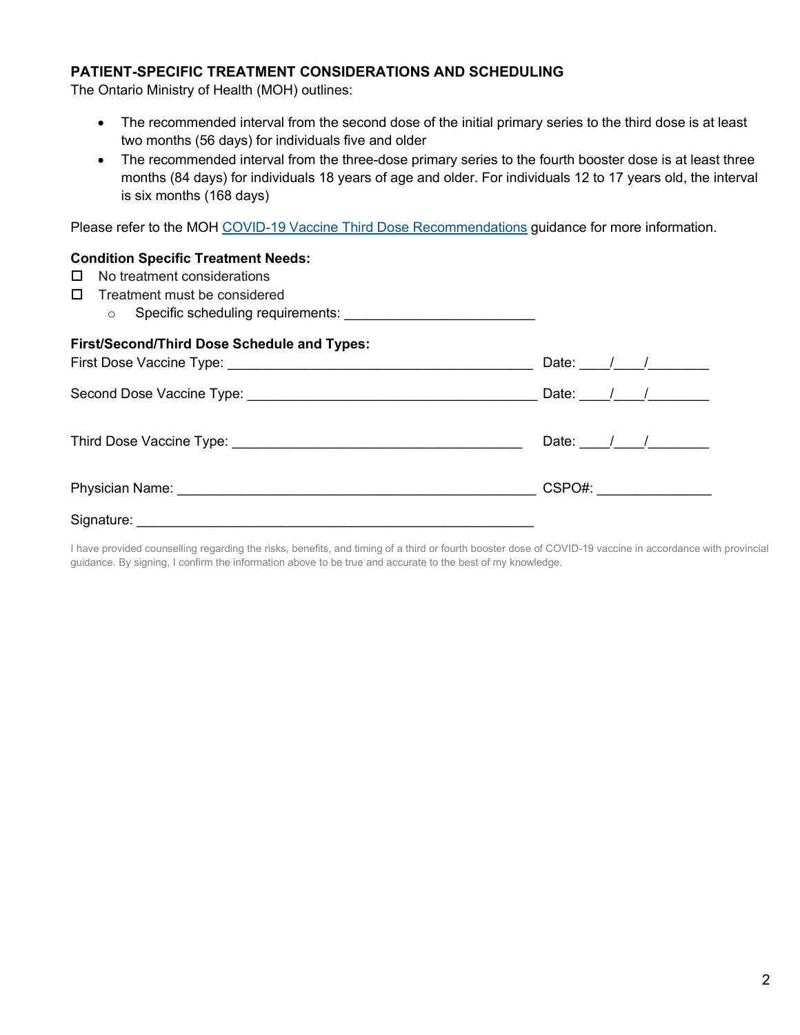## PATIENT-SPECIFIC TREATMENT CONSIDERATIONS AND SCHEDULING

The Ontario Ministry of Health (MOH) outlines:

- The recommended interval from the second dose of the initial primary series to the third dose is at least two months (56 days) for individuals five and older
- The recommended interval from the three-dose primary series to the fourth booster dose is at least three months (84 days) for individuals 18 years of age and older. For individuals 12 to 17 years old, the interval is six months (168 days)

Please refer to the MOH [COVID-19 Vaccine Third Dose Recommendations]() guidance for more information.

**Condition Specific Treatment Needs:**

☐ No treatment considerations

☐ Treatment must be considered

- Specific scheduling requirements: ________________________

**First/Second/Third Dose Schedule and Types:**

First Dose Vaccine Type: ________________________________________ Date: ____/____/________

Second Dose Vaccine Type: ______________________________________ Date: ____/____/________

Third Dose Vaccine Type: ________________________________________ Date: ____/____/________

Physician Name: _______________________________________________ CSPO#: ______________

Signature: ____________________________________________________

I have provided counselling regarding the risks, benefits, and timing of a third or fourth booster dose of COVID-19 vaccine in accordance with provincial guidance. By signing, I confirm the information above to be true and accurate to the best of my knowledge.